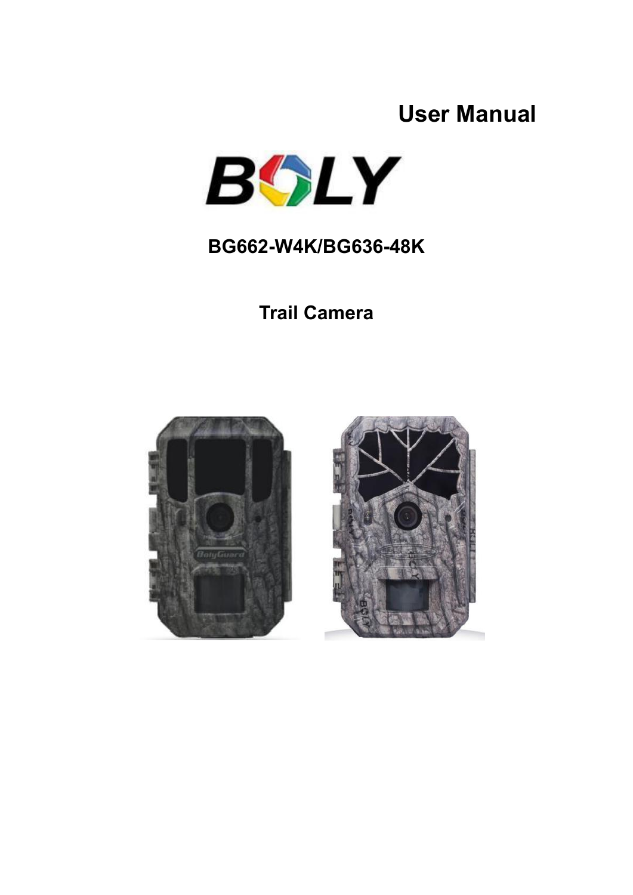# User Manual

BOLY

## BG662-W4K/BG636-48K

## Trail Camera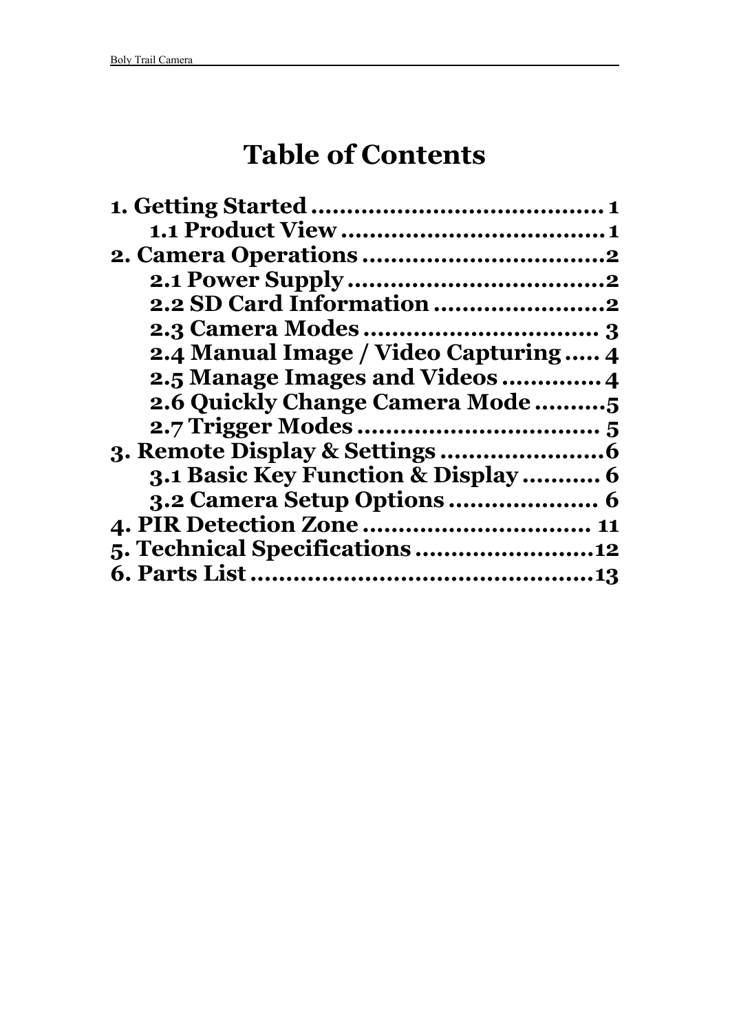# Table of Contents

**1. Getting Started ........................................ 1**

- **1.1 Product View .................................... 1**

**2. Camera Operations .................................2**

- **2.1 Power Supply ....................................2**
- **2.2 SD Card Information ........................2**
- **2.3 Camera Modes ................................ 3**
- **2.4 Manual Image / Video Capturing ..... 4**
- **2.5 Manage Images and Videos ............. 4**
- **2.6 Quickly Change Camera Mode ..........5**
- **2.7 Trigger Modes .................................. 5**

**3. Remote Display & Settings .......................6**

- **3.1 Basic Key Function & Display ........... 6**
- **3.2 Camera Setup Options .................... 6**

**4. PIR Detection Zone ................................ 11**

**5. Technical Specifications .........................12**

**6. Parts List ................................................13**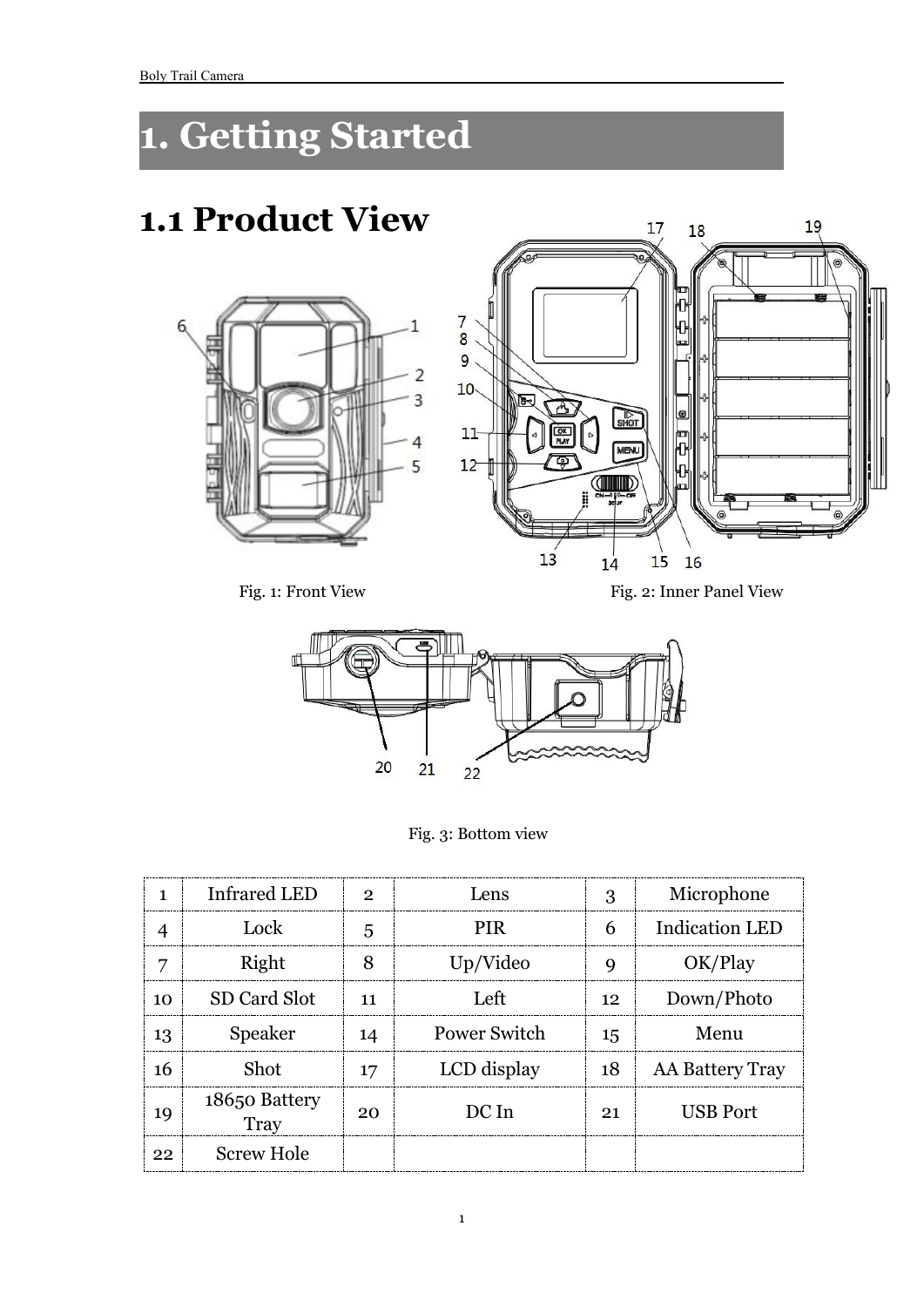# 1. Getting Started

## 1.1 Product View

Fig. 1: Front View

Fig. 2: Inner Panel View

Fig. 3: Bottom view

| 1 | Infrared LED | 2 | Lens | 3 | Microphone |
|---|---|---|---|---|---|
| 4 | Lock | 5 | PIR | 6 | Indication LED |
| 7 | Right | 8 | Up/Video | 9 | OK/Play |
| 10 | SD Card Slot | 11 | Left | 12 | Down/Photo |
| 13 | Speaker | 14 | Power Switch | 15 | Menu |
| 16 | Shot | 17 | LCD display | 18 | AA Battery Tray |
| 19 | 18650 Battery Tray | 20 | DC In | 21 | USB Port |
| 22 | Screw Hole | | | | |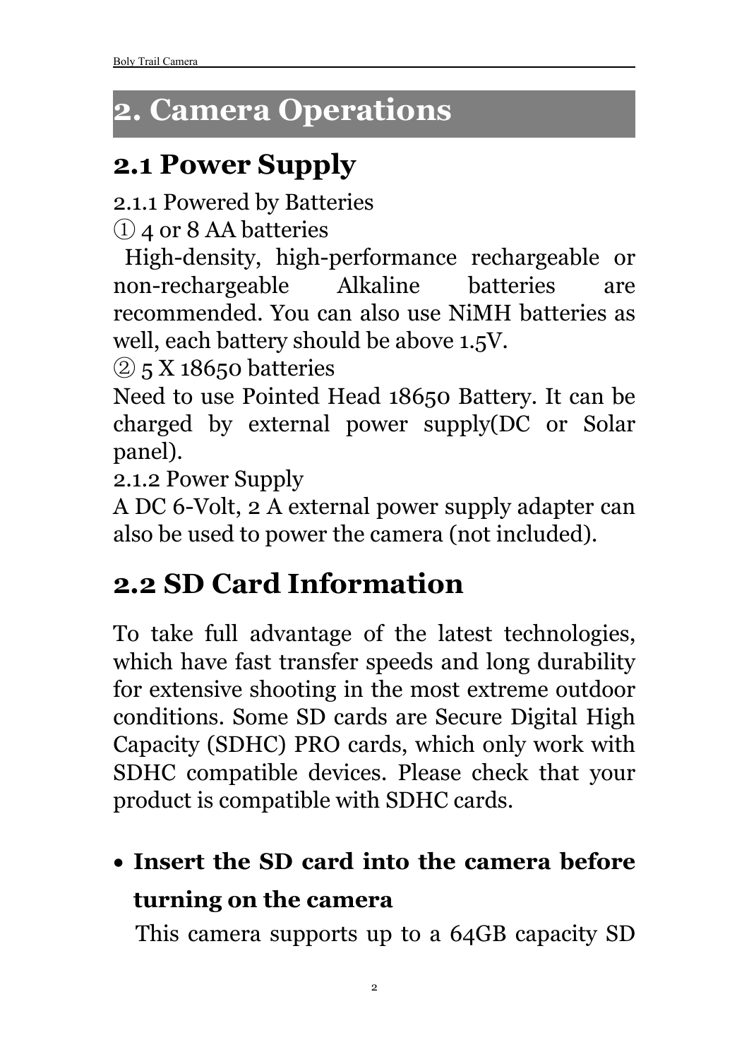# 2. Camera Operations

## 2.1 Power Supply

2.1.1 Powered by Batteries

① 4 or 8 AA batteries

High-density, high-performance rechargeable or non-rechargeable Alkaline batteries are recommended. You can also use NiMH batteries as well, each battery should be above 1.5V.

② 5 X 18650 batteries

Need to use Pointed Head 18650 Battery. It can be charged by external power supply(DC or Solar panel).

2.1.2 Power Supply

A DC 6-Volt, 2 A external power supply adapter can also be used to power the camera (not included).

## 2.2 SD Card Information

To take full advantage of the latest technologies, which have fast transfer speeds and long durability for extensive shooting in the most extreme outdoor conditions. Some SD cards are Secure Digital High Capacity (SDHC) PRO cards, which only work with SDHC compatible devices. Please check that your product is compatible with SDHC cards.

- **Insert the SD card into the camera before turning on the camera**

  This camera supports up to a 64GB capacity SD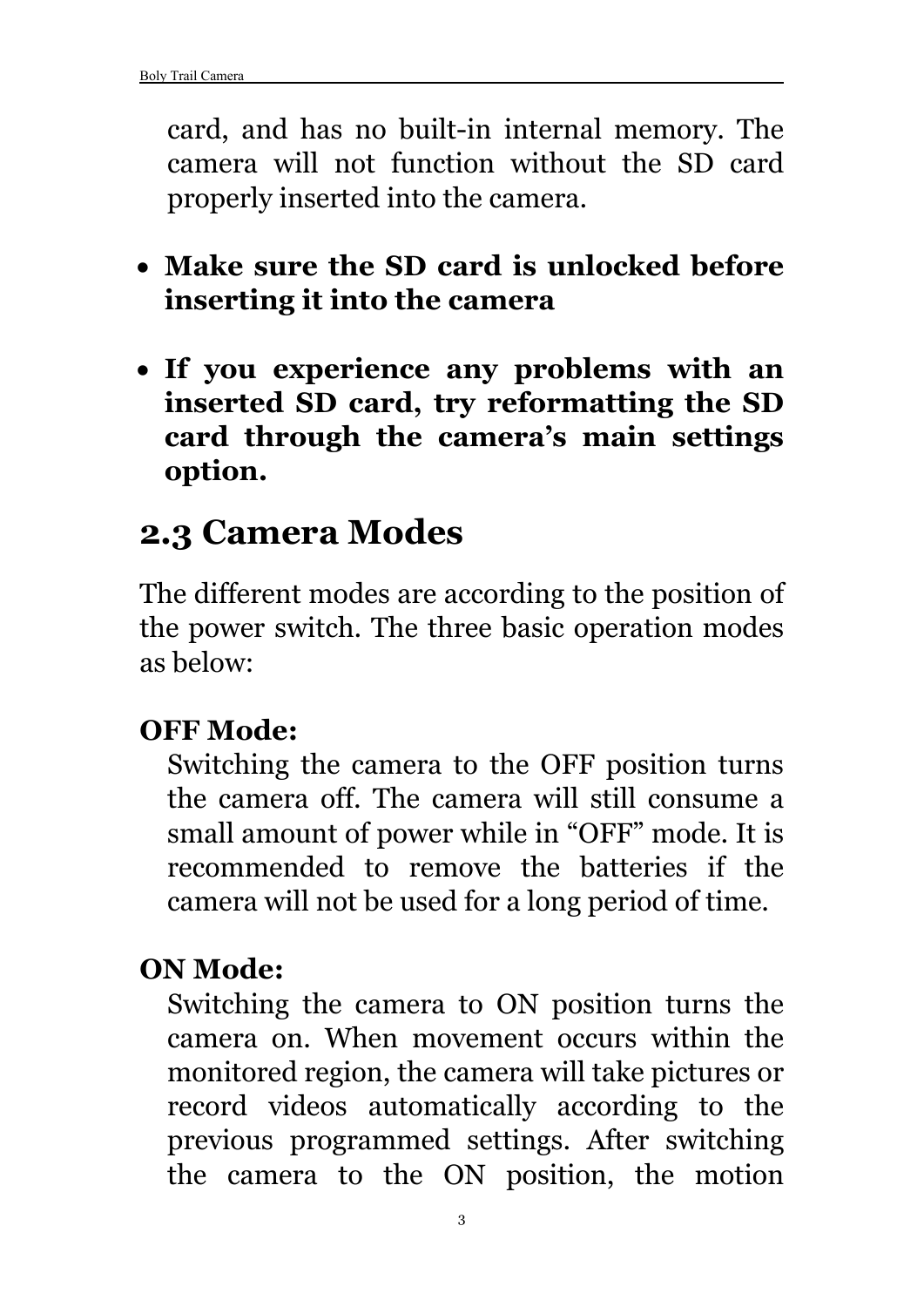card, and has no built-in internal memory. The camera will not function without the SD card properly inserted into the camera.

- **Make sure the SD card is unlocked before inserting it into the camera**
- **If you experience any problems with an inserted SD card, try reformatting the SD card through the camera's main settings option.**

## 2.3 Camera Modes

The different modes are according to the position of the power switch. The three basic operation modes as below:

**OFF Mode:**

Switching the camera to the OFF position turns the camera off. The camera will still consume a small amount of power while in "OFF" mode. It is recommended to remove the batteries if the camera will not be used for a long period of time.

**ON Mode:**

Switching the camera to ON position turns the camera on. When movement occurs within the monitored region, the camera will take pictures or record videos automatically according to the previous programmed settings. After switching the camera to the ON position, the motion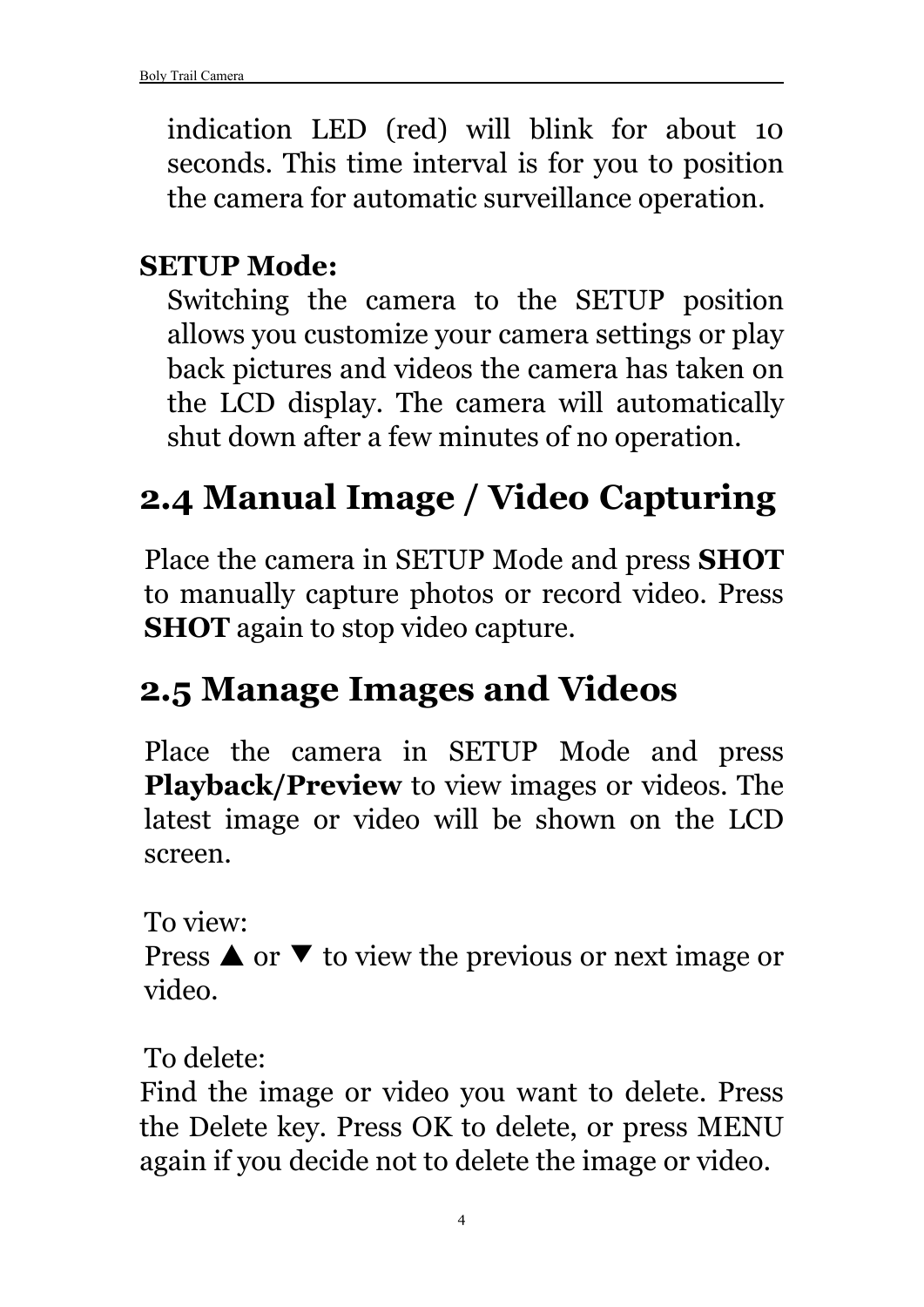indication LED (red) will blink for about 10 seconds. This time interval is for you to position the camera for automatic surveillance operation.

**SETUP Mode:**

Switching the camera to the SETUP position allows you customize your camera settings or play back pictures and videos the camera has taken on the LCD display. The camera will automatically shut down after a few minutes of no operation.

## 2.4 Manual Image / Video Capturing

Place the camera in SETUP Mode and press **SHOT** to manually capture photos or record video. Press **SHOT** again to stop video capture.

## 2.5 Manage Images and Videos

Place the camera in SETUP Mode and press **Playback/Preview** to view images or videos. The latest image or video will be shown on the LCD screen.

To view:
Press ▲ or ▼ to view the previous or next image or video.

To delete:
Find the image or video you want to delete. Press the Delete key. Press OK to delete, or press MENU again if you decide not to delete the image or video.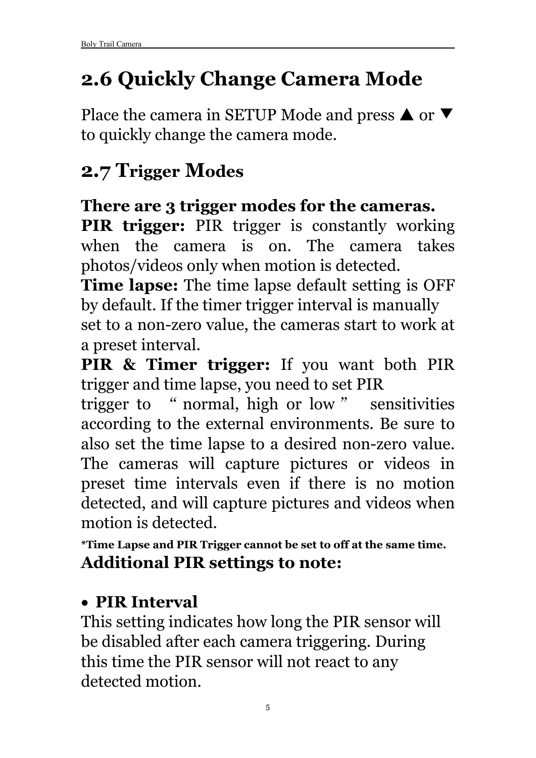## 2.6 Quickly Change Camera Mode

Place the camera in SETUP Mode and press ▲ or ▼ to quickly change the camera mode.

## 2.7 Trigger Modes

**There are 3 trigger modes for the cameras.**

**PIR trigger:** PIR trigger is constantly working when the camera is on. The camera takes photos/videos only when motion is detected.

**Time lapse:** The time lapse default setting is OFF by default. If the timer trigger interval is manually set to a non-zero value, the cameras start to work at a preset interval.

**PIR & Timer trigger:** If you want both PIR trigger and time lapse, you need to set PIR trigger to "normal, high or low" sensitivities according to the external environments. Be sure to also set the time lapse to a desired non-zero value. The cameras will capture pictures or videos in preset time intervals even if there is no motion detected, and will capture pictures and videos when motion is detected.

***Time Lapse and PIR Trigger cannot be set to off at the same time.**

**Additional PIR settings to note:**

- **PIR Interval**

This setting indicates how long the PIR sensor will be disabled after each camera triggering. During this time the PIR sensor will not react to any detected motion.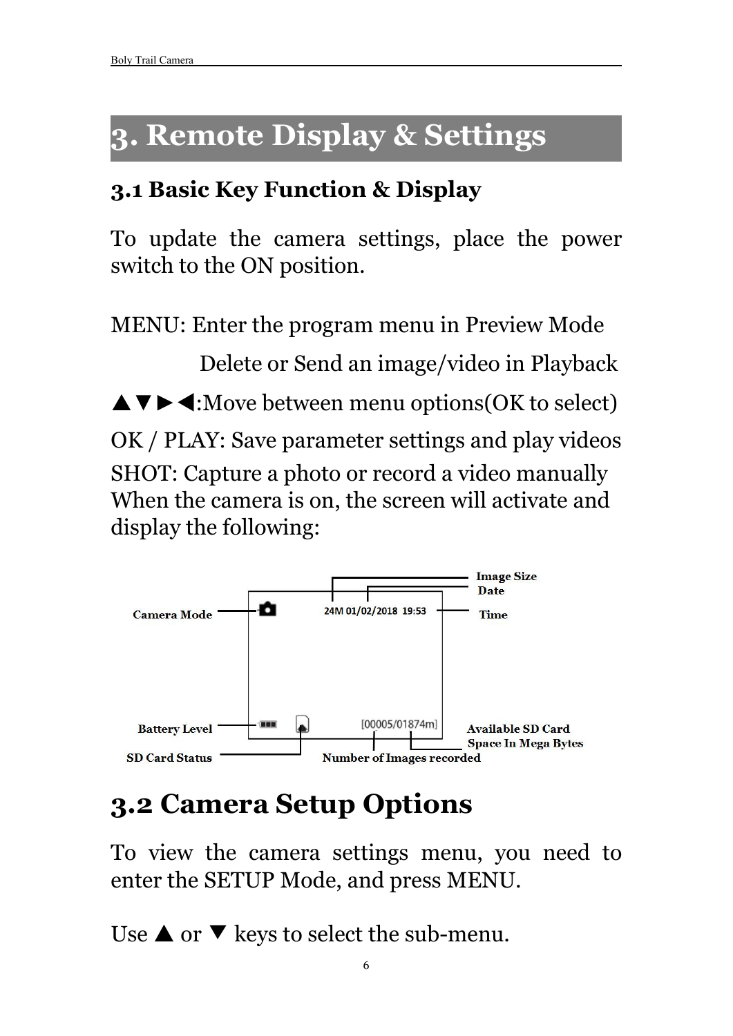# 3. Remote Display & Settings

## 3.1 Basic Key Function & Display

To update the camera settings, place the power switch to the ON position.

MENU: Enter the program menu in Preview Mode

Delete or Send an image/video in Playback

▲▼►◄:Move between menu options(OK to select)

OK / PLAY: Save parameter settings and play videos

SHOT: Capture a photo or record a video manually

When the camera is on, the screen will activate and display the following:

Camera Mode — Image Size — Date — Time — 24M 01/02/2018 19:53

Battery Level — SD Card Status — [00005/01874m] — Number of Images recorded — Available SD Card Space In Mega Bytes

## 3.2 Camera Setup Options

To view the camera settings menu, you need to enter the SETUP Mode, and press MENU.

Use ▲ or ▼ keys to select the sub-menu.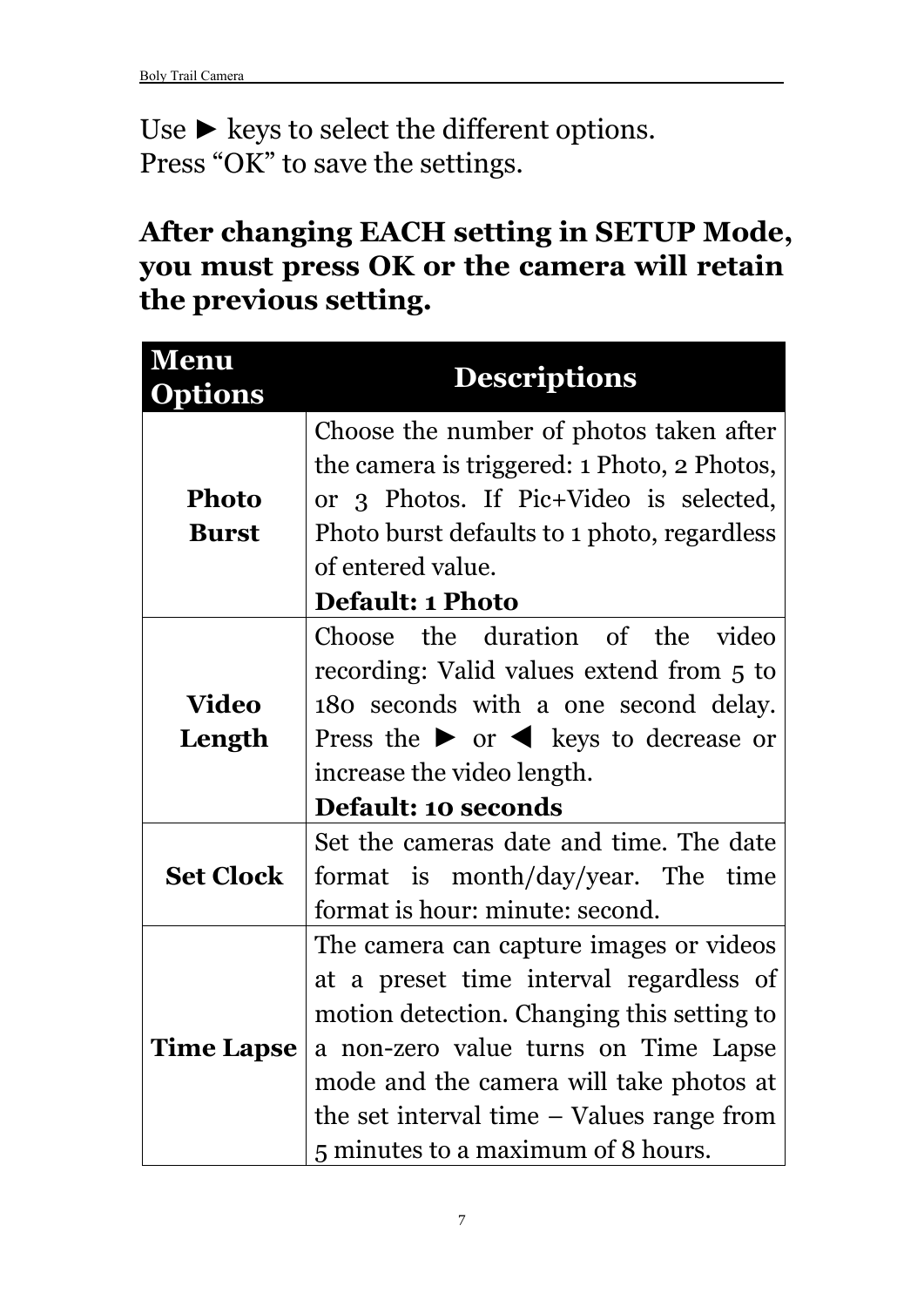Use ► keys to select the different options.
Press “OK” to save the settings.

**After changing EACH setting in SETUP Mode, you must press OK or the camera will retain the previous setting.**

| Menu Options | Descriptions |
|---|---|
| **Photo Burst** | Choose the number of photos taken after the camera is triggered: 1 Photo, 2 Photos, or 3 Photos. If Pic+Video is selected, Photo burst defaults to 1 photo, regardless of entered value.<br>**Default: 1 Photo** |
| **Video Length** | Choose the duration of the video recording: Valid values extend from 5 to 180 seconds with a one second delay. Press the ► or ◄ keys to decrease or increase the video length.<br>**Default: 10 seconds** |
| **Set Clock** | Set the cameras date and time. The date format is month/day/year. The time format is hour: minute: second. |
| **Time Lapse** | The camera can capture images or videos at a preset time interval regardless of motion detection. Changing this setting to a non-zero value turns on Time Lapse mode and the camera will take photos at the set interval time – Values range from 5 minutes to a maximum of 8 hours. |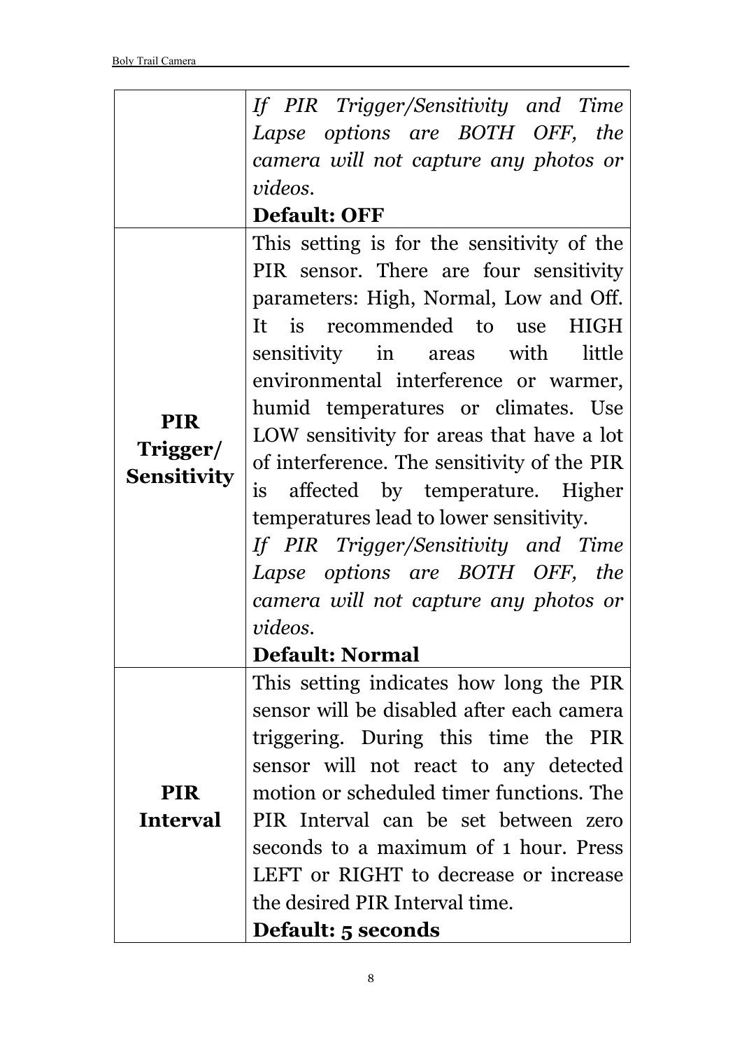| | |
|---|---|
| | *If PIR Trigger/Sensitivity and Time Lapse options are BOTH OFF, the camera will not capture any photos or videos.*<br>**Default: OFF** |
| **PIR Trigger/ Sensitivity** | This setting is for the sensitivity of the PIR sensor. There are four sensitivity parameters: High, Normal, Low and Off. It is recommended to use HIGH sensitivity in areas with little environmental interference or warmer, humid temperatures or climates. Use LOW sensitivity for areas that have a lot of interference. The sensitivity of the PIR is affected by temperature. Higher temperatures lead to lower sensitivity.<br>*If PIR Trigger/Sensitivity and Time Lapse options are BOTH OFF, the camera will not capture any photos or videos.*<br>**Default: Normal** |
| **PIR Interval** | This setting indicates how long the PIR sensor will be disabled after each camera triggering. During this time the PIR sensor will not react to any detected motion or scheduled timer functions. The PIR Interval can be set between zero seconds to a maximum of 1 hour. Press LEFT or RIGHT to decrease or increase the desired PIR Interval time.<br>**Default: 5 seconds** |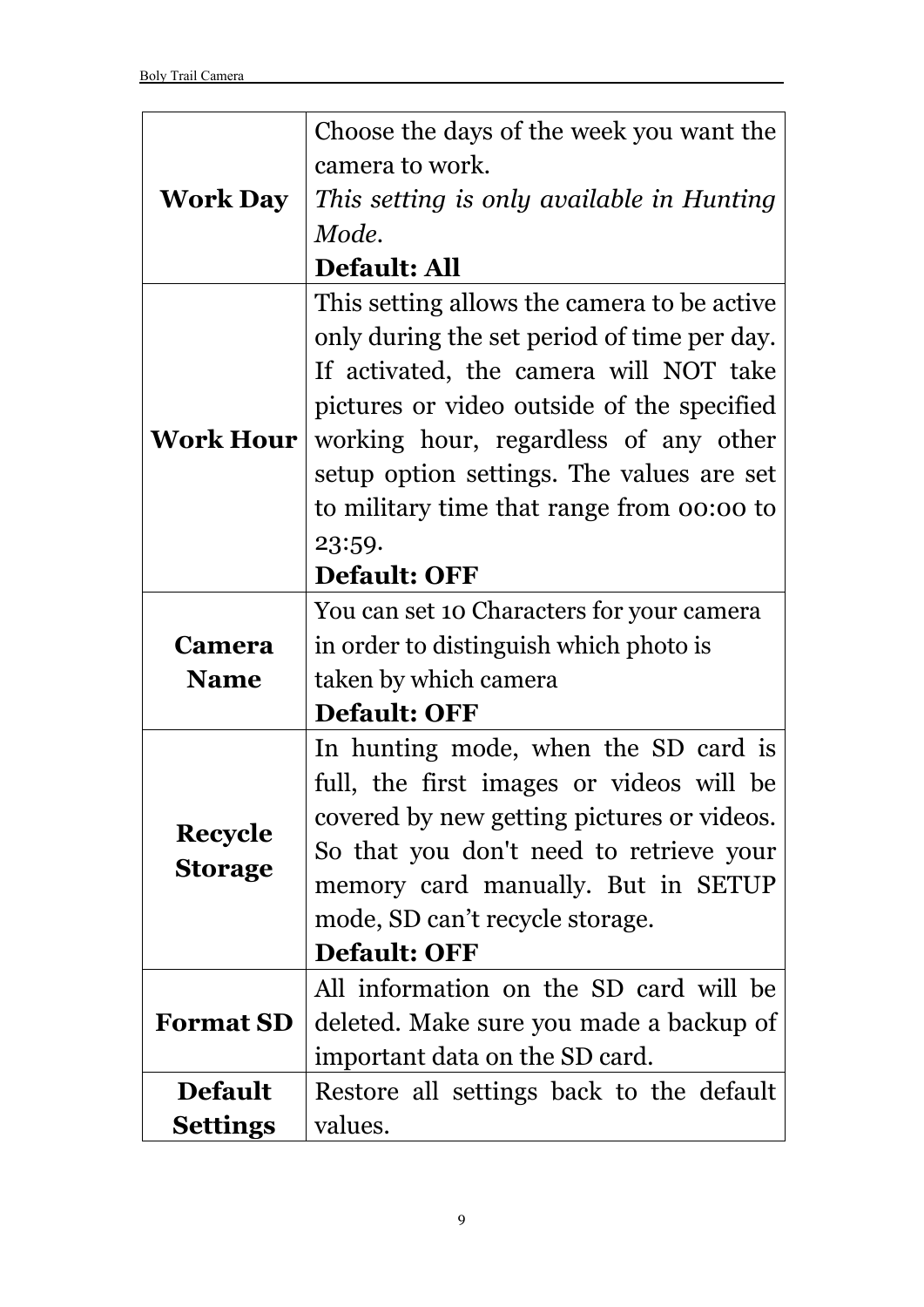| | |
|---|---|
| **Work Day** | Choose the days of the week you want the camera to work.<br>*This setting is only available in Hunting Mode.*<br>**Default: All** |
| **Work Hour** | This setting allows the camera to be active only during the set period of time per day. If activated, the camera will NOT take pictures or video outside of the specified working hour, regardless of any other setup option settings. The values are set to military time that range from 00:00 to 23:59.<br>**Default: OFF** |
| **Camera Name** | You can set 10 Characters for your camera in order to distinguish which photo is taken by which camera<br>**Default: OFF** |
| **Recycle Storage** | In hunting mode, when the SD card is full, the first images or videos will be covered by new getting pictures or videos. So that you don't need to retrieve your memory card manually. But in SETUP mode, SD can’t recycle storage.<br>**Default: OFF** |
| **Format SD** | All information on the SD card will be deleted. Make sure you made a backup of important data on the SD card. |
| **Default Settings** | Restore all settings back to the default values. |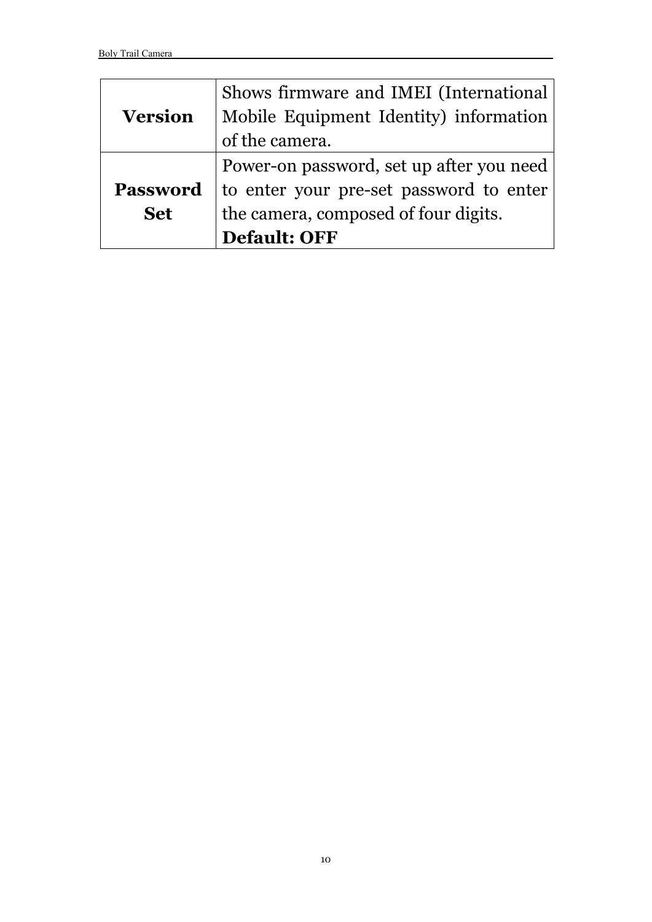| | |
|---|---|
| **Version** | Shows firmware and IMEI (International Mobile Equipment Identity) information of the camera. |
| **Password Set** | Power-on password, set up after you need to enter your pre-set password to enter the camera, composed of four digits. **Default: OFF** |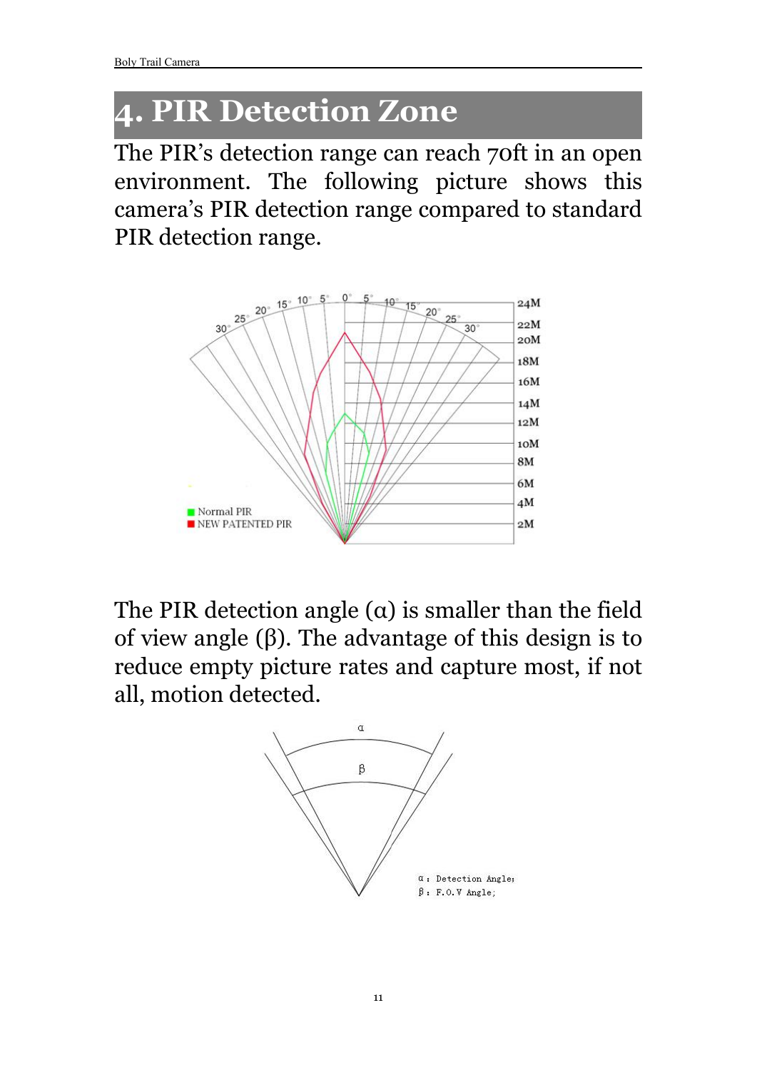# 4. PIR Detection Zone

The PIR's detection range can reach 70ft in an open environment. The following picture shows this camera's PIR detection range compared to standard PIR detection range.

The PIR detection angle (α) is smaller than the field of view angle (β). The advantage of this design is to reduce empty picture rates and capture most, if not all, motion detected.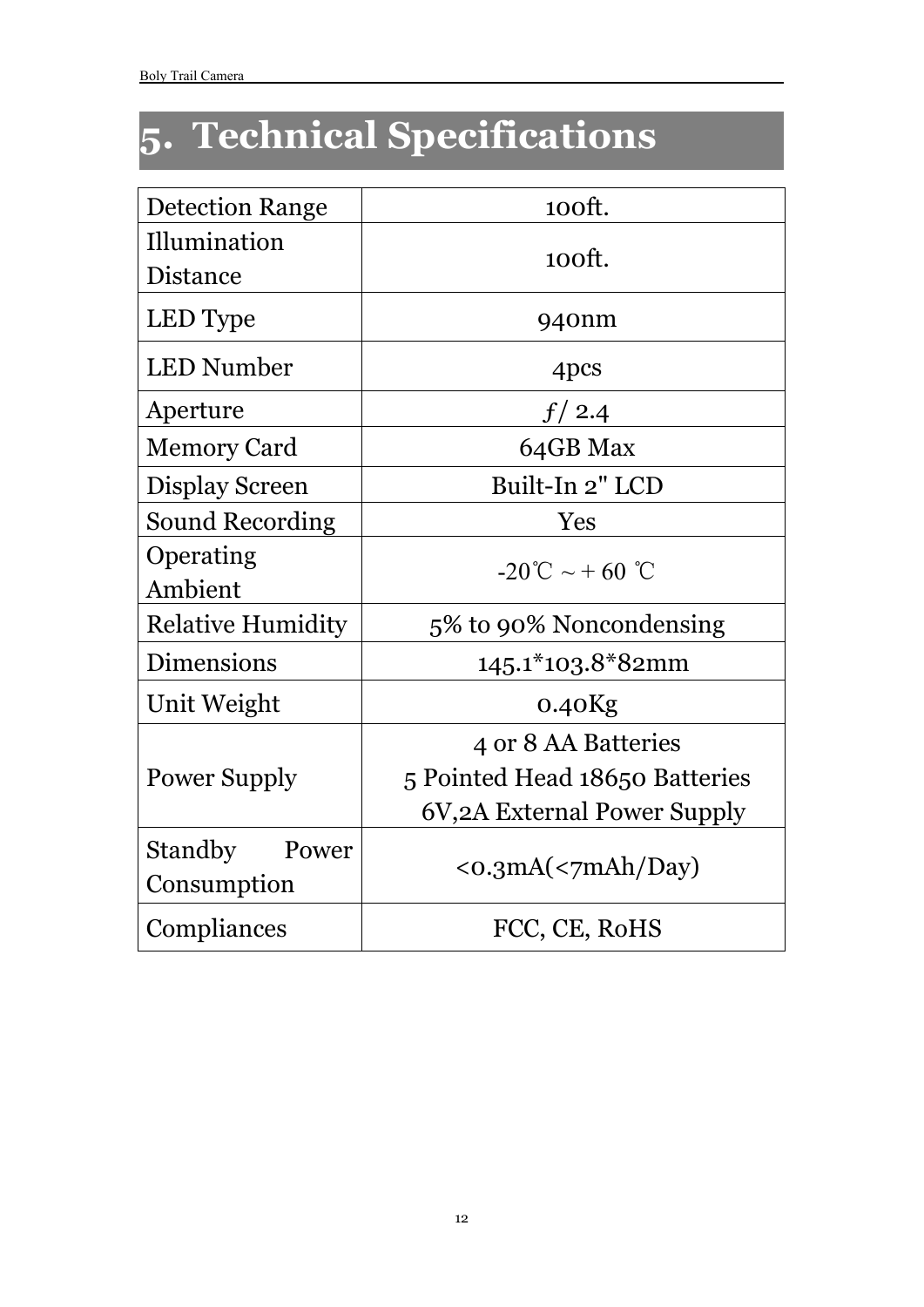# 5. Technical Specifications

| | |
|---|---|
| Detection Range | 100ft. |
| Illumination Distance | 100ft. |
| LED Type | 940nm |
| LED Number | 4pcs |
| Aperture | *f*/ 2.4 |
| Memory Card | 64GB Max |
| Display Screen | Built-In 2" LCD |
| Sound Recording | Yes |
| Operating Ambient | -20℃ ~ + 60 ℃ |
| Relative Humidity | 5% to 90% Noncondensing |
| Dimensions | 145.1*103.8*82mm |
| Unit Weight | 0.40Kg |
| Power Supply | 4 or 8 AA Batteries<br>5 Pointed Head 18650 Batteries<br>6V,2A External Power Supply |
| Standby Power Consumption | <0.3mA(<7mAh/Day) |
| Compliances | FCC, CE, RoHS |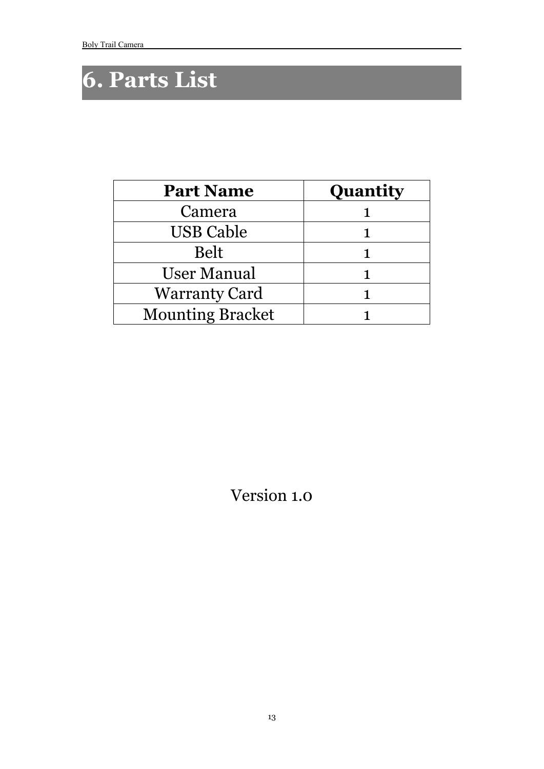# 6. Parts List

| Part Name | Quantity |
|---|---|
| Camera | 1 |
| USB Cable | 1 |
| Belt | 1 |
| User Manual | 1 |
| Warranty Card | 1 |
| Mounting Bracket | 1 |

Version 1.0